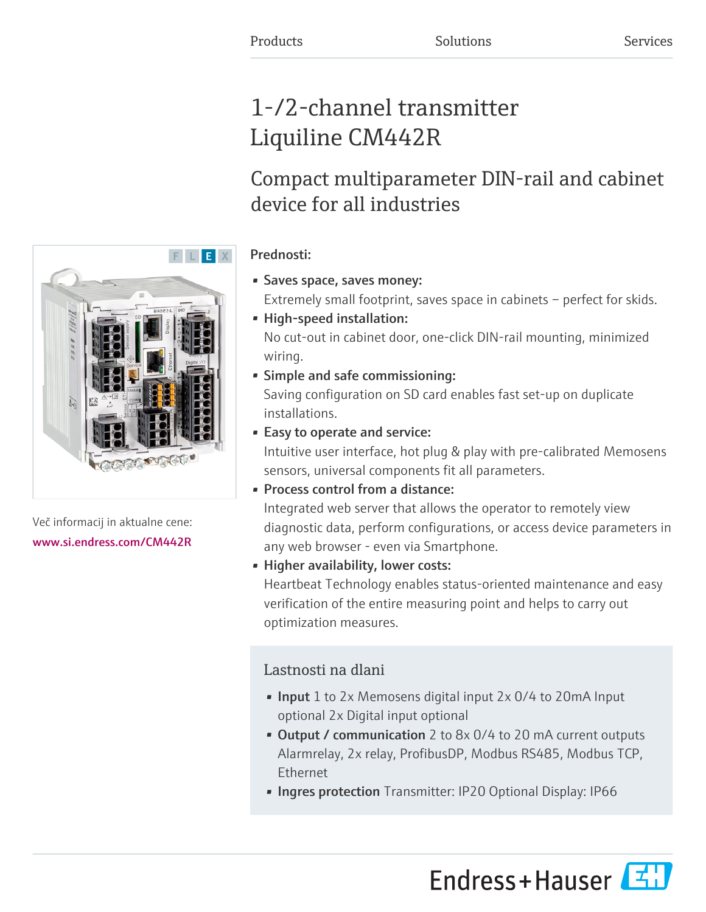Products Solutions Services

# 1-/2-channel transmitter Liquiline CM442R

## Compact multiparameter DIN-rail and cabinet device for all industries

Več informacij in aktualne cene:
www.si.endress.com/CM442R

### Prednosti:

- **Saves space, saves money:**
  Extremely small footprint, saves space in cabinets – perfect for skids.
- **High-speed installation:**
  No cut-out in cabinet door, one-click DIN-rail mounting, minimized wiring.
- **Simple and safe commissioning:**
  Saving configuration on SD card enables fast set-up on duplicate installations.
- **Easy to operate and service:**
  Intuitive user interface, hot plug & play with pre-calibrated Memosens sensors, universal components fit all parameters.
- **Process control from a distance:**
  Integrated web server that allows the operator to remotely view diagnostic data, perform configurations, or access device parameters in any web browser - even via Smartphone.
- **Higher availability, lower costs:**
  Heartbeat Technology enables status-oriented maintenance and easy verification of the entire measuring point and helps to carry out optimization measures.

### Lastnosti na dlani

- **Input** 1 to 2x Memosens digital input 2x 0/4 to 20mA Input optional 2x Digital input optional
- **Output / communication** 2 to 8x 0/4 to 20 mA current outputs Alarmrelay, 2x relay, ProfibusDP, Modbus RS485, Modbus TCP, Ethernet
- **Ingres protection** Transmitter: IP20 Optional Display: IP66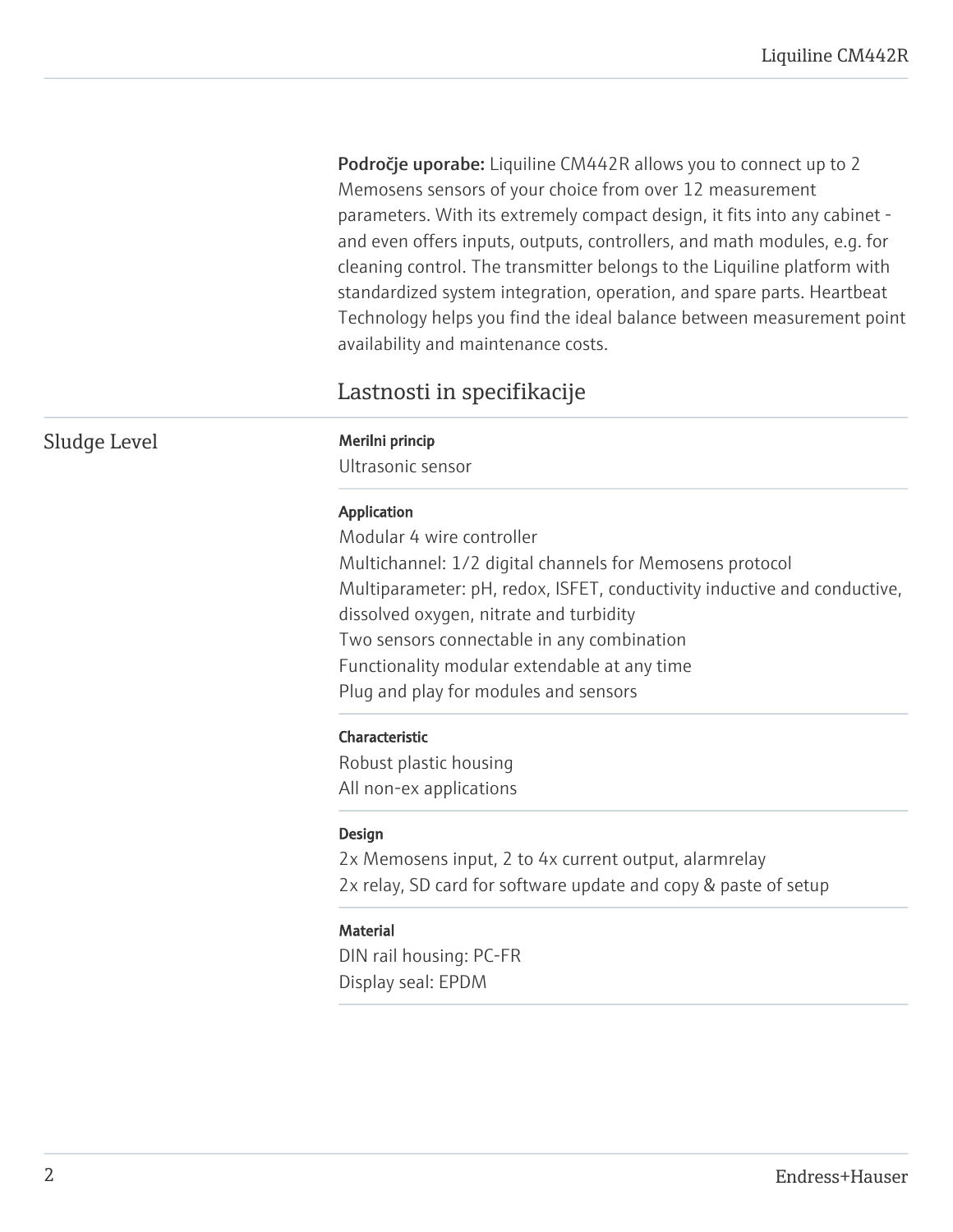**Področje uporabe:** Liquiline CM442R allows you to connect up to 2 Memosens sensors of your choice from over 12 measurement parameters. With its extremely compact design, it fits into any cabinet - and even offers inputs, outputs, controllers, and math modules, e.g. for cleaning control. The transmitter belongs to the Liquiline platform with standardized system integration, operation, and spare parts. Heartbeat Technology helps you find the ideal balance between measurement point availability and maintenance costs.

## Lastnosti in specifikacije

### Sludge Level

**Merilni princip**

Ultrasonic sensor

**Application**

Modular 4 wire controller
Multichannel: 1/2 digital channels for Memosens protocol
Multiparameter: pH, redox, ISFET, conductivity inductive and conductive, dissolved oxygen, nitrate and turbidity
Two sensors connectable in any combination
Functionality modular extendable at any time
Plug and play for modules and sensors

**Characteristic**

Robust plastic housing
All non-ex applications

**Design**

2x Memosens input, 2 to 4x current output, alarmrelay
2x relay, SD card for software update and copy & paste of setup

**Material**

DIN rail housing: PC-FR
Display seal: EPDM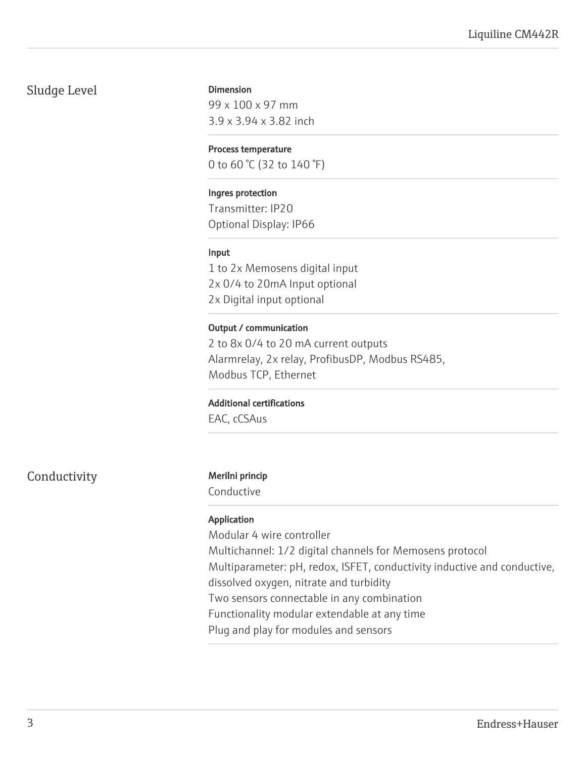## Sludge Level

**Dimension**
99 x 100 x 97 mm
3.9 x 3.94 x 3.82 inch

**Process temperature**
0 to 60 °C (32 to 140 °F)

**Ingres protection**
Transmitter: IP20
Optional Display: IP66

**Input**
1 to 2x Memosens digital input
2x 0/4 to 20mA Input optional
2x Digital input optional

**Output / communication**
2 to 8x 0/4 to 20 mA current outputs
Alarmrelay, 2x relay, ProfibusDP, Modbus RS485,
Modbus TCP, Ethernet

**Additional certifications**
EAC, cCSAus

## Conductivity

**Merilni princip**
Conductive

**Application**
Modular 4 wire controller
Multichannel: 1/2 digital channels for Memosens protocol
Multiparameter: pH, redox, ISFET, conductivity inductive and conductive, dissolved oxygen, nitrate and turbidity
Two sensors connectable in any combination
Functionality modular extendable at any time
Plug and play for modules and sensors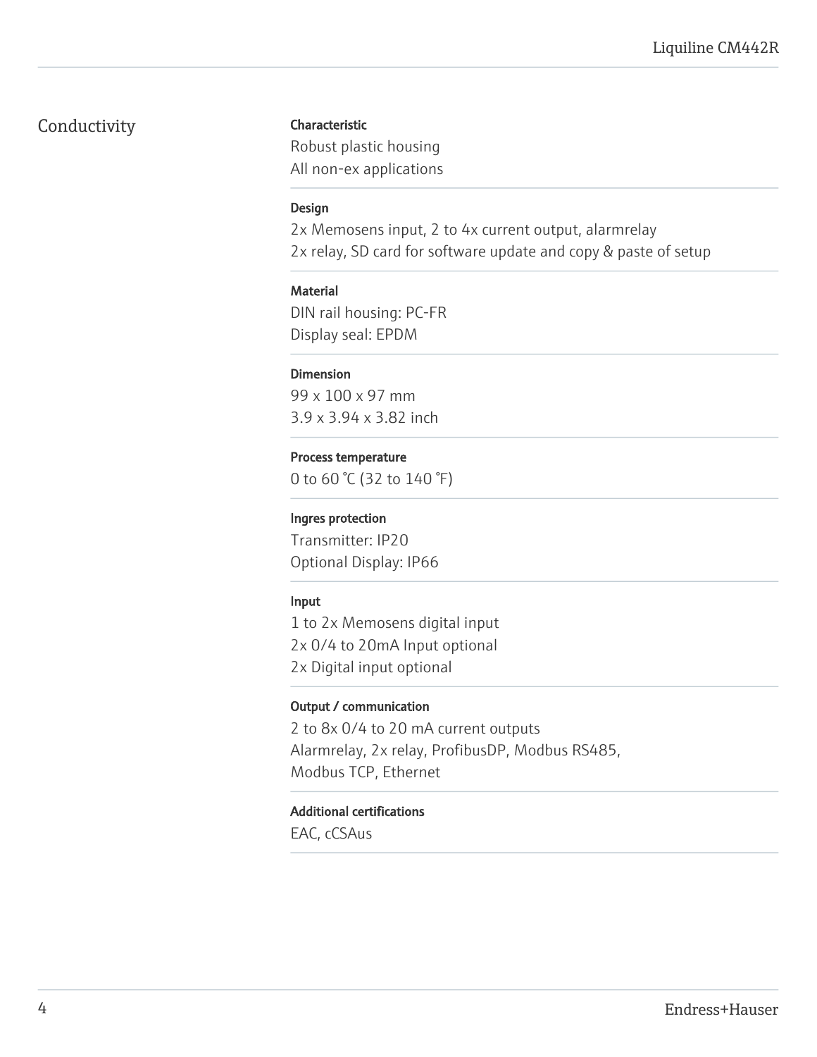## Conductivity

**Characteristic**

Robust plastic housing
All non-ex applications

**Design**

2x Memosens input, 2 to 4x current output, alarmrelay
2x relay, SD card for software update and copy & paste of setup

**Material**

DIN rail housing: PC-FR
Display seal: EPDM

**Dimension**

99 x 100 x 97 mm
3.9 x 3.94 x 3.82 inch

**Process temperature**

0 to 60 °C (32 to 140 °F)

**Ingres protection**

Transmitter: IP20
Optional Display: IP66

**Input**

1 to 2x Memosens digital input
2x 0/4 to 20mA Input optional
2x Digital input optional

**Output / communication**

2 to 8x 0/4 to 20 mA current outputs
Alarmrelay, 2x relay, ProfibusDP, Modbus RS485,
Modbus TCP, Ethernet

**Additional certifications**

EAC, cCSAus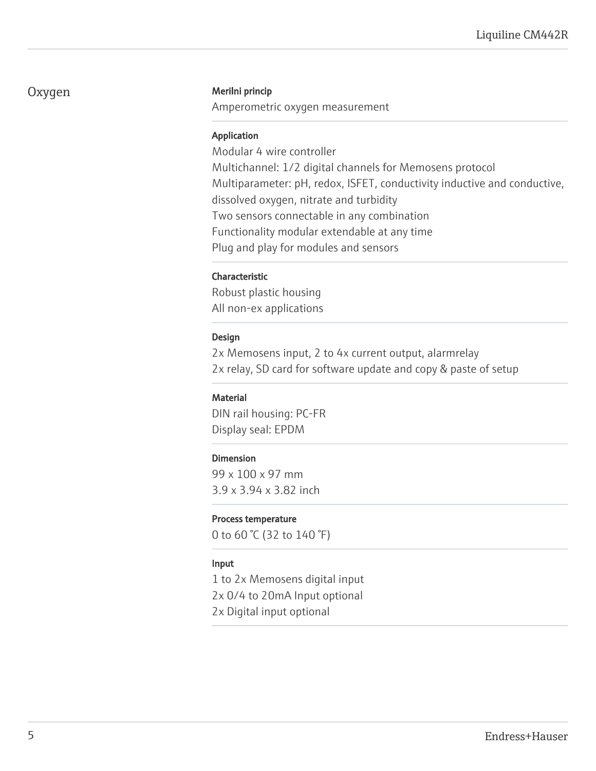## Oxygen

### Merilni princip

Amperometric oxygen measurement

### Application

Modular 4 wire controller
Multichannel: 1/2 digital channels for Memosens protocol
Multiparameter: pH, redox, ISFET, conductivity inductive and conductive, dissolved oxygen, nitrate and turbidity
Two sensors connectable in any combination
Functionality modular extendable at any time
Plug and play for modules and sensors

### Characteristic

Robust plastic housing
All non-ex applications

### Design

2x Memosens input, 2 to 4x current output, alarmrelay
2x relay, SD card for software update and copy & paste of setup

### Material

DIN rail housing: PC-FR
Display seal: EPDM

### Dimension

99 x 100 x 97 mm
3.9 x 3.94 x 3.82 inch

### Process temperature

0 to 60 °C (32 to 140 °F)

### Input

1 to 2x Memosens digital input
2x 0/4 to 20mA Input optional
2x Digital input optional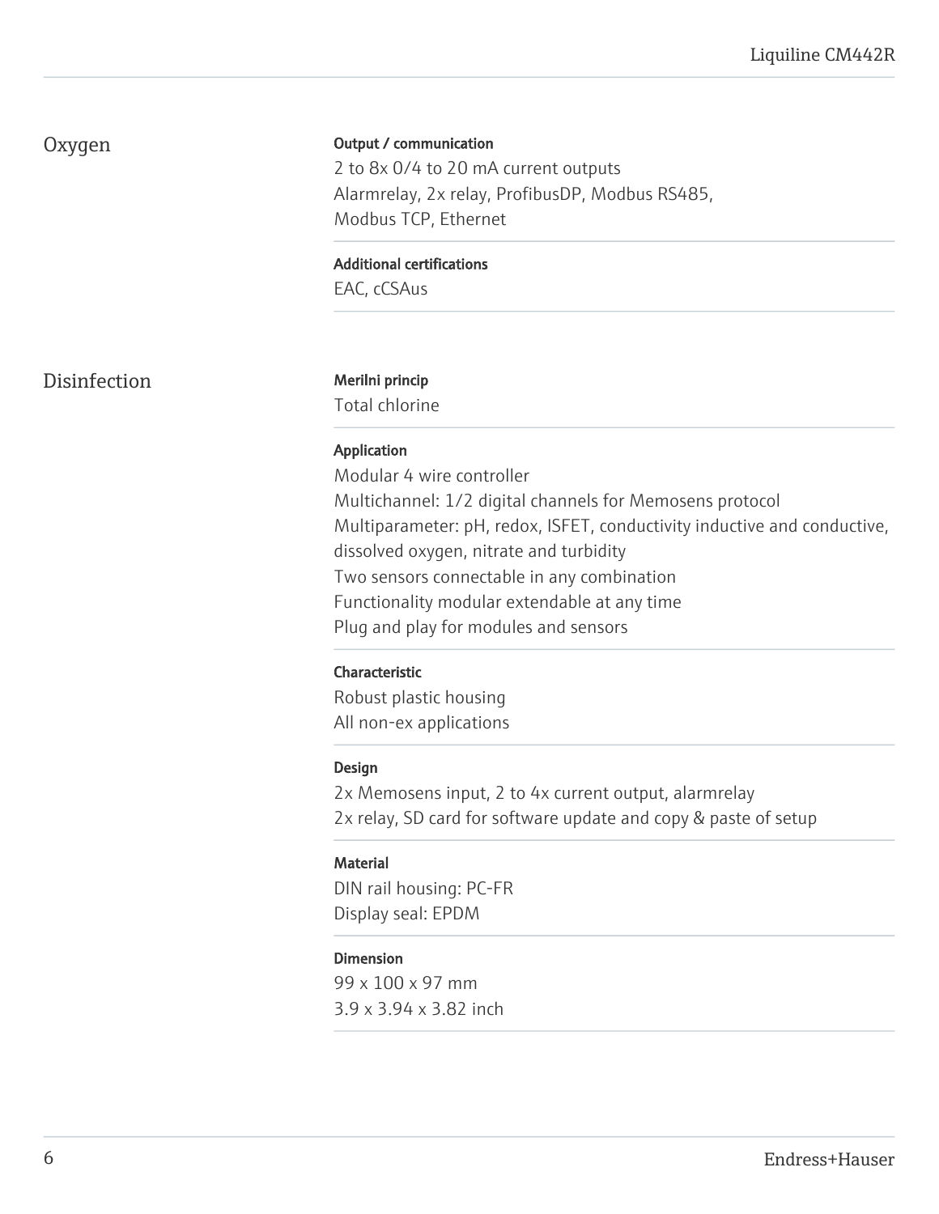## Oxygen

**Output / communication**

2 to 8x 0/4 to 20 mA current outputs
Alarmrelay, 2x relay, ProfibusDP, Modbus RS485,
Modbus TCP, Ethernet

**Additional certifications**

EAC, cCSAus

## Disinfection

**Merilni princip**

Total chlorine

**Application**

Modular 4 wire controller
Multichannel: 1/2 digital channels for Memosens protocol
Multiparameter: pH, redox, ISFET, conductivity inductive and conductive, dissolved oxygen, nitrate and turbidity
Two sensors connectable in any combination
Functionality modular extendable at any time
Plug and play for modules and sensors

**Characteristic**

Robust plastic housing
All non-ex applications

**Design**

2x Memosens input, 2 to 4x current output, alarmrelay
2x relay, SD card for software update and copy & paste of setup

**Material**

DIN rail housing: PC-FR
Display seal: EPDM

**Dimension**

99 x 100 x 97 mm
3.9 x 3.94 x 3.82 inch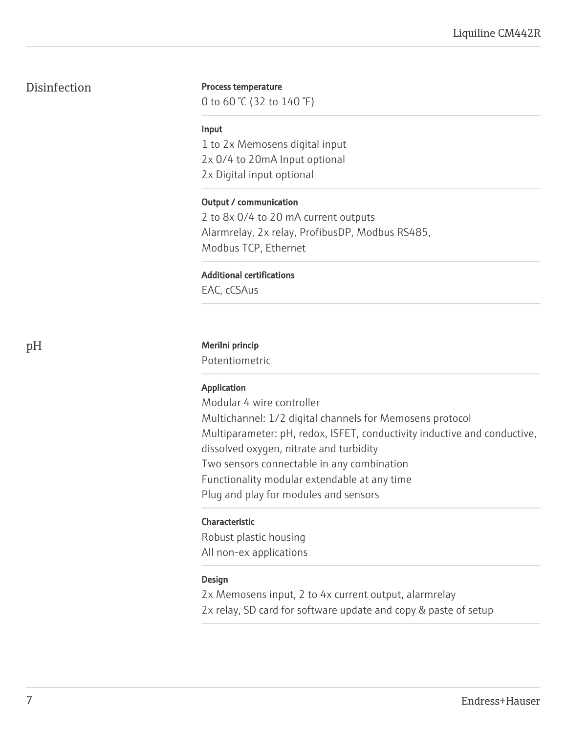## Disinfection

**Process temperature**

0 to 60 °C (32 to 140 °F)

**Input**

1 to 2x Memosens digital input
2x 0/4 to 20mA Input optional
2x Digital input optional

**Output / communication**

2 to 8x 0/4 to 20 mA current outputs
Alarmrelay, 2x relay, ProfibusDP, Modbus RS485,
Modbus TCP, Ethernet

**Additional certifications**

EAC, cCSAus

## pH

**Merilni princip**

Potentiometric

**Application**

Modular 4 wire controller
Multichannel: 1/2 digital channels for Memosens protocol
Multiparameter: pH, redox, ISFET, conductivity inductive and conductive, dissolved oxygen, nitrate and turbidity
Two sensors connectable in any combination
Functionality modular extendable at any time
Plug and play for modules and sensors

**Characteristic**

Robust plastic housing
All non-ex applications

**Design**

2x Memosens input, 2 to 4x current output, alarmrelay
2x relay, SD card for software update and copy & paste of setup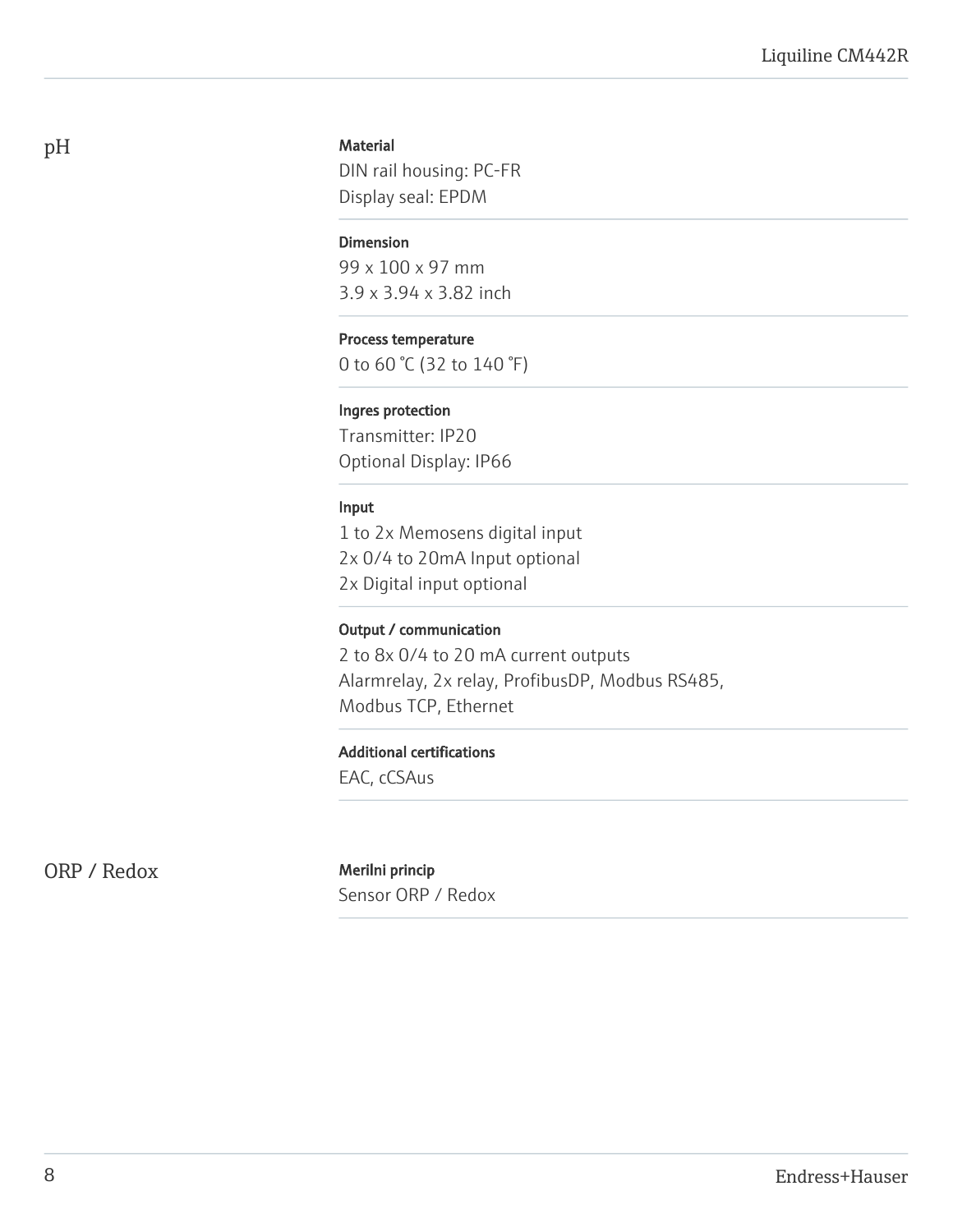## pH

**Material**

DIN rail housing: PC-FR
Display seal: EPDM

**Dimension**

99 x 100 x 97 mm
3.9 x 3.94 x 3.82 inch

**Process temperature**

0 to 60 °C (32 to 140 °F)

**Ingres protection**

Transmitter: IP20
Optional Display: IP66

**Input**

1 to 2x Memosens digital input
2x 0/4 to 20mA Input optional
2x Digital input optional

**Output / communication**

2 to 8x 0/4 to 20 mA current outputs
Alarmrelay, 2x relay, ProfibusDP, Modbus RS485, Modbus TCP, Ethernet

**Additional certifications**

EAC, cCSAus

## ORP / Redox

**Merilni princip**

Sensor ORP / Redox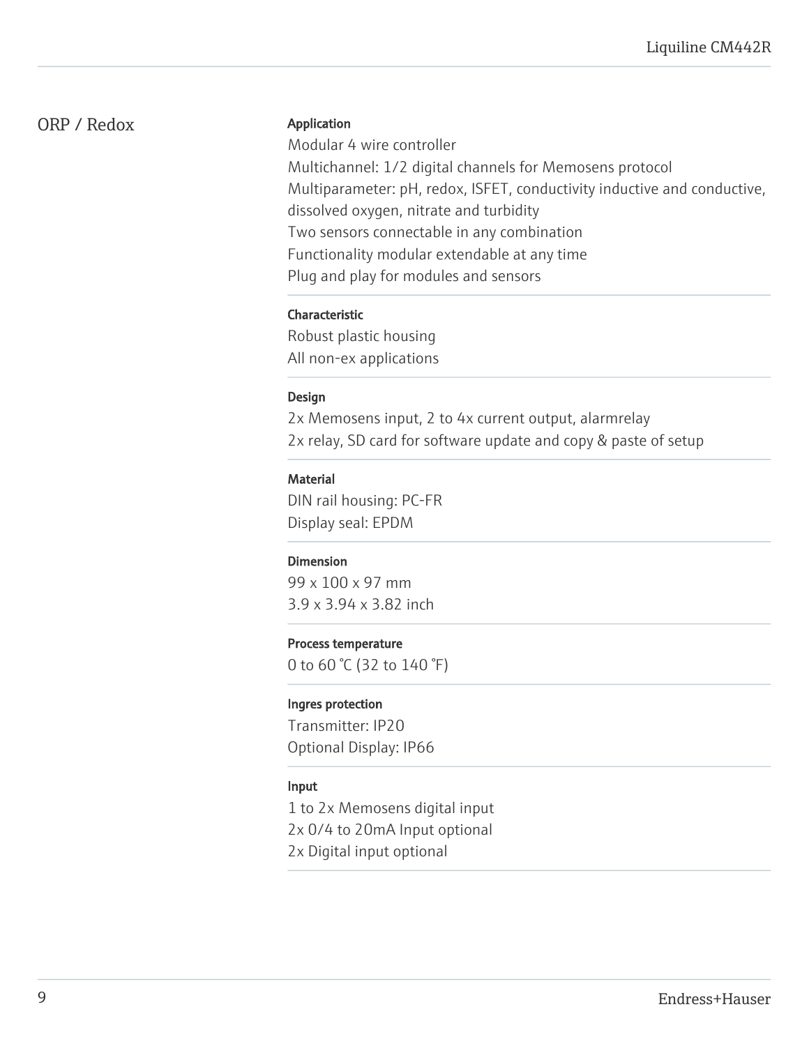## ORP / Redox

**Application**

Modular 4 wire controller
Multichannel: 1/2 digital channels for Memosens protocol
Multiparameter: pH, redox, ISFET, conductivity inductive and conductive, dissolved oxygen, nitrate and turbidity
Two sensors connectable in any combination
Functionality modular extendable at any time
Plug and play for modules and sensors

**Characteristic**

Robust plastic housing
All non-ex applications

**Design**

2x Memosens input, 2 to 4x current output, alarmrelay
2x relay, SD card for software update and copy & paste of setup

**Material**

DIN rail housing: PC-FR
Display seal: EPDM

**Dimension**

99 x 100 x 97 mm
3.9 x 3.94 x 3.82 inch

**Process temperature**

0 to 60 °C (32 to 140 °F)

**Ingres protection**

Transmitter: IP20
Optional Display: IP66

**Input**

1 to 2x Memosens digital input
2x 0/4 to 20mA Input optional
2x Digital input optional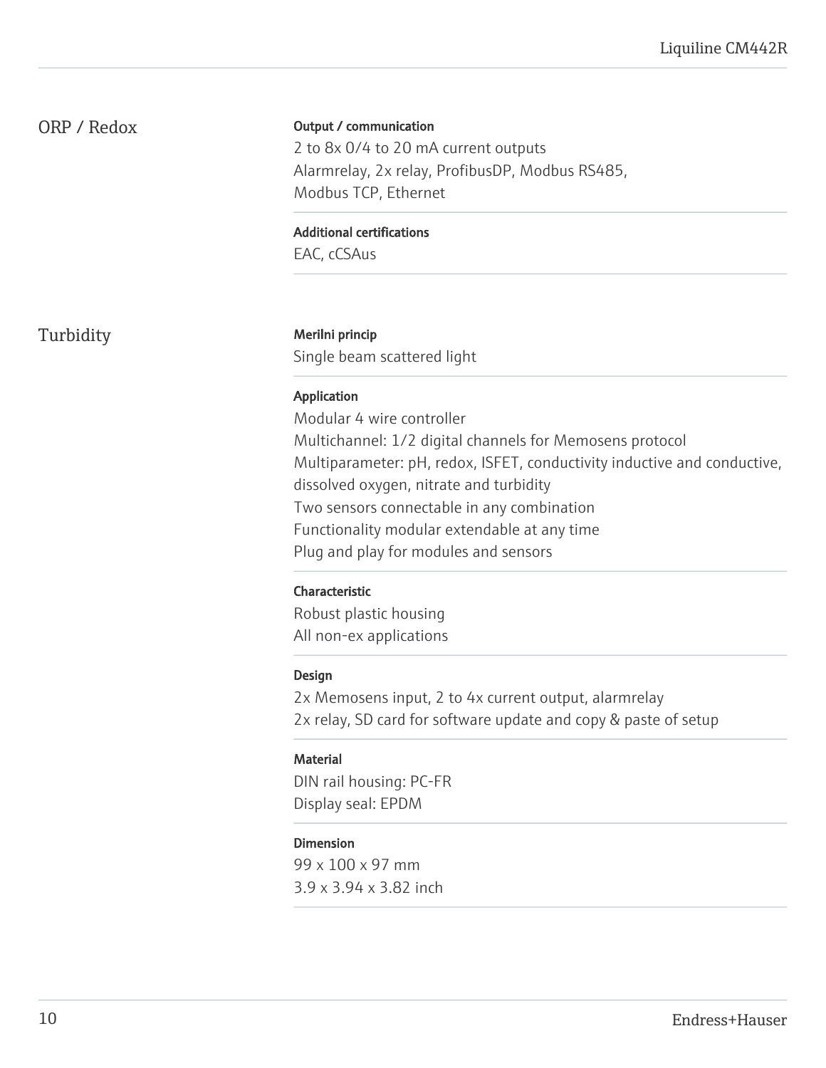## ORP / Redox

**Output / communication**

2 to 8x 0/4 to 20 mA current outputs
Alarmrelay, 2x relay, ProfibusDP, Modbus RS485,
Modbus TCP, Ethernet

**Additional certifications**

EAC, cCSAus

## Turbidity

**Merilni princip**

Single beam scattered light

**Application**

Modular 4 wire controller
Multichannel: 1/2 digital channels for Memosens protocol
Multiparameter: pH, redox, ISFET, conductivity inductive and conductive, dissolved oxygen, nitrate and turbidity
Two sensors connectable in any combination
Functionality modular extendable at any time
Plug and play for modules and sensors

**Characteristic**

Robust plastic housing
All non-ex applications

**Design**

2x Memosens input, 2 to 4x current output, alarmrelay
2x relay, SD card for software update and copy & paste of setup

**Material**

DIN rail housing: PC-FR
Display seal: EPDM

**Dimension**

99 x 100 x 97 mm
3.9 x 3.94 x 3.82 inch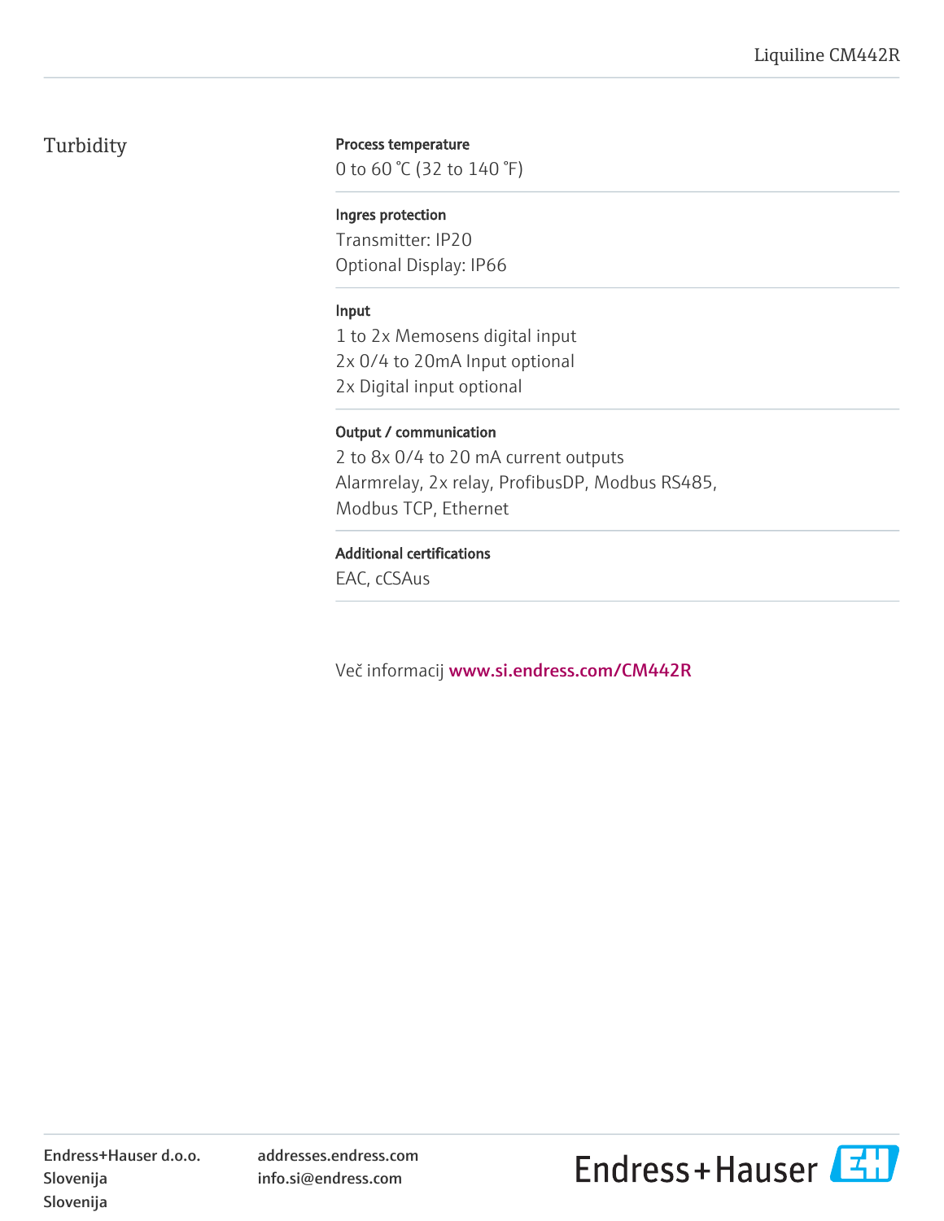## Turbidity

**Process temperature**

0 to 60 °C (32 to 140 °F)

**Ingres protection**

Transmitter: IP20
Optional Display: IP66

**Input**

1 to 2x Memosens digital input
2x 0/4 to 20mA Input optional
2x Digital input optional

**Output / communication**

2 to 8x 0/4 to 20 mA current outputs
Alarmrelay, 2x relay, ProfibusDP, Modbus RS485, Modbus TCP, Ethernet

**Additional certifications**

EAC, cCSAus

Več informacij **www.si.endress.com/CM442R**

Endress+Hauser d.o.o.
Slovenija
Slovenija

addresses.endress.com
info.si@endress.com

Endress+Hauser